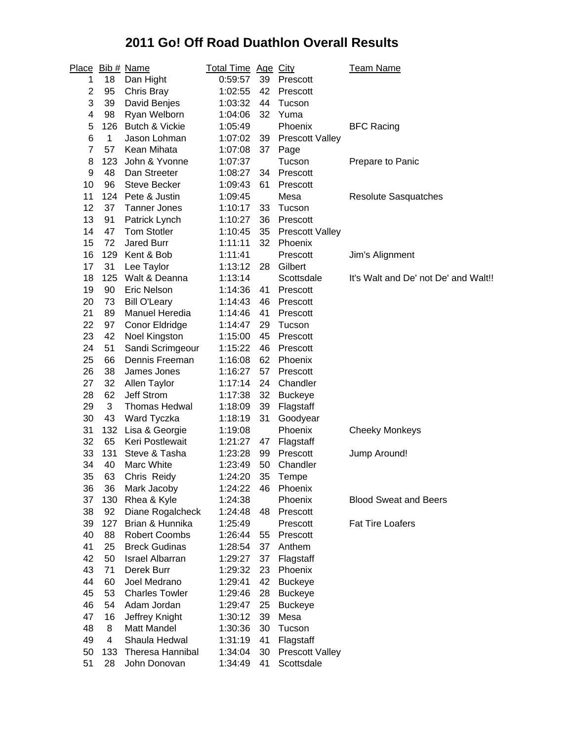# 2011 Go! Off Road Duathlon Overall Results

| Place | Bib # | Name | Total Time | Age | City | Team Name |
|---|---|---|---|---|---|---|
| 1 | 18 | Dan Hight | 0:59:57 | 39 | Prescott | |
| 2 | 95 | Chris Bray | 1:02:55 | 42 | Prescott | |
| 3 | 39 | David Benjes | 1:03:32 | 44 | Tucson | |
| 4 | 98 | Ryan Welborn | 1:04:06 | 32 | Yuma | |
| 5 | 126 | Butch & Vickie | 1:05:49 | | Phoenix | BFC Racing |
| 6 | 1 | Jason Lohman | 1:07:02 | 39 | Prescott Valley | |
| 7 | 57 | Kean Mihata | 1:07:08 | 37 | Page | |
| 8 | 123 | John & Yvonne | 1:07:37 | | Tucson | Prepare to Panic |
| 9 | 48 | Dan Streeter | 1:08:27 | 34 | Prescott | |
| 10 | 96 | Steve Becker | 1:09:43 | 61 | Prescott | |
| 11 | 124 | Pete & Justin | 1:09:45 | | Mesa | Resolute Sasquatches |
| 12 | 37 | Tanner Jones | 1:10:17 | 33 | Tucson | |
| 13 | 91 | Patrick Lynch | 1:10:27 | 36 | Prescott | |
| 14 | 47 | Tom Stotler | 1:10:45 | 35 | Prescott Valley | |
| 15 | 72 | Jared Burr | 1:11:11 | 32 | Phoenix | |
| 16 | 129 | Kent & Bob | 1:11:41 | | Prescott | Jim's Alignment |
| 17 | 31 | Lee Taylor | 1:13:12 | 28 | Gilbert | |
| 18 | 125 | Walt & Deanna | 1:13:14 | | Scottsdale | It's Walt and De' not De' and Walt!! |
| 19 | 90 | Eric Nelson | 1:14:36 | 41 | Prescott | |
| 20 | 73 | Bill O'Leary | 1:14:43 | 46 | Prescott | |
| 21 | 89 | Manuel Heredia | 1:14:46 | 41 | Prescott | |
| 22 | 97 | Conor Eldridge | 1:14:47 | 29 | Tucson | |
| 23 | 42 | Noel Kingston | 1:15:00 | 45 | Prescott | |
| 24 | 51 | Sandi Scrimgeour | 1:15:22 | 46 | Prescott | |
| 25 | 66 | Dennis Freeman | 1:16:08 | 62 | Phoenix | |
| 26 | 38 | James Jones | 1:16:27 | 57 | Prescott | |
| 27 | 32 | Allen Taylor | 1:17:14 | 24 | Chandler | |
| 28 | 62 | Jeff Strom | 1:17:38 | 32 | Buckeye | |
| 29 | 3 | Thomas Hedwal | 1:18:09 | 39 | Flagstaff | |
| 30 | 43 | Ward Tyczka | 1:18:19 | 31 | Goodyear | |
| 31 | 132 | Lisa & Georgie | 1:19:08 | | Phoenix | Cheeky Monkeys |
| 32 | 65 | Keri Postlewait | 1:21:27 | 47 | Flagstaff | |
| 33 | 131 | Steve & Tasha | 1:23:28 | 99 | Prescott | Jump Around! |
| 34 | 40 | Marc White | 1:23:49 | 50 | Chandler | |
| 35 | 63 | Chris  Reidy | 1:24:20 | 35 | Tempe | |
| 36 | 36 | Mark Jacoby | 1:24:22 | 46 | Phoenix | |
| 37 | 130 | Rhea & Kyle | 1:24:38 | | Phoenix | Blood Sweat and Beers |
| 38 | 92 | Diane Rogalcheck | 1:24:48 | 48 | Prescott | |
| 39 | 127 | Brian & Hunnika | 1:25:49 | | Prescott | Fat Tire Loafers |
| 40 | 88 | Robert Coombs | 1:26:44 | 55 | Prescott | |
| 41 | 25 | Breck Gudinas | 1:28:54 | 37 | Anthem | |
| 42 | 50 | Israel Albarran | 1:29:27 | 37 | Flagstaff | |
| 43 | 71 | Derek Burr | 1:29:32 | 23 | Phoenix | |
| 44 | 60 | Joel Medrano | 1:29:41 | 42 | Buckeye | |
| 45 | 53 | Charles Towler | 1:29:46 | 28 | Buckeye | |
| 46 | 54 | Adam Jordan | 1:29:47 | 25 | Buckeye | |
| 47 | 16 | Jeffrey Knight | 1:30:12 | 39 | Mesa | |
| 48 | 8 | Matt Mandel | 1:30:36 | 30 | Tucson | |
| 49 | 4 | Shaula Hedwal | 1:31:19 | 41 | Flagstaff | |
| 50 | 133 | Theresa Hannibal | 1:34:04 | 30 | Prescott Valley | |
| 51 | 28 | John Donovan | 1:34:49 | 41 | Scottsdale | |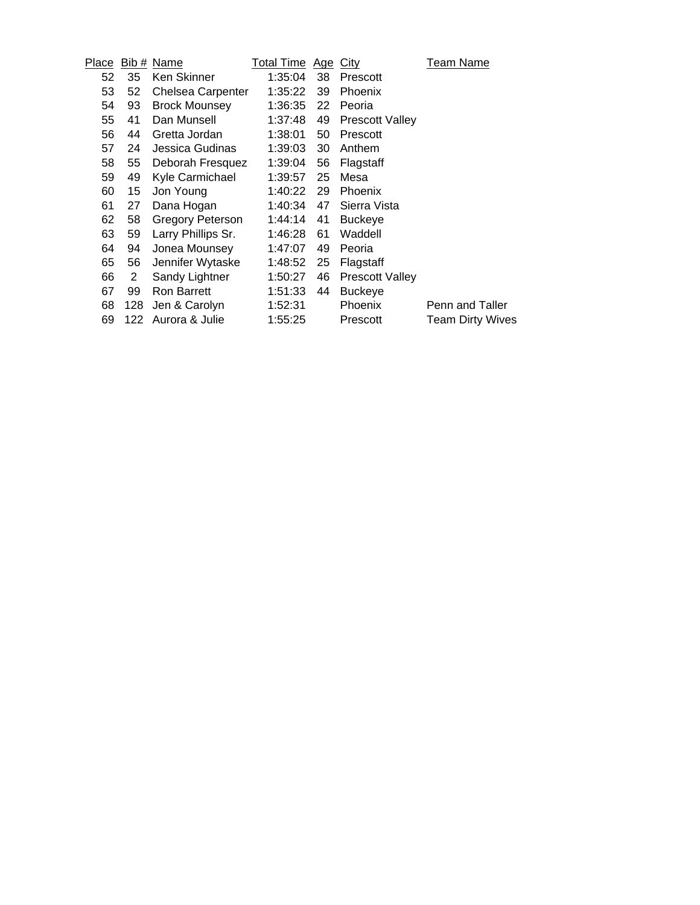| Place | Bib # | Name | Total Time | Age | City | Team Name |
| --- | --- | --- | --- | --- | --- | --- |
| 52 | 35 | Ken Skinner | 1:35:04 | 38 | Prescott | |
| 53 | 52 | Chelsea Carpenter | 1:35:22 | 39 | Phoenix | |
| 54 | 93 | Brock Mounsey | 1:36:35 | 22 | Peoria | |
| 55 | 41 | Dan Munsell | 1:37:48 | 49 | Prescott Valley | |
| 56 | 44 | Gretta Jordan | 1:38:01 | 50 | Prescott | |
| 57 | 24 | Jessica Gudinas | 1:39:03 | 30 | Anthem | |
| 58 | 55 | Deborah Fresquez | 1:39:04 | 56 | Flagstaff | |
| 59 | 49 | Kyle Carmichael | 1:39:57 | 25 | Mesa | |
| 60 | 15 | Jon Young | 1:40:22 | 29 | Phoenix | |
| 61 | 27 | Dana Hogan | 1:40:34 | 47 | Sierra Vista | |
| 62 | 58 | Gregory Peterson | 1:44:14 | 41 | Buckeye | |
| 63 | 59 | Larry Phillips Sr. | 1:46:28 | 61 | Waddell | |
| 64 | 94 | Jonea Mounsey | 1:47:07 | 49 | Peoria | |
| 65 | 56 | Jennifer Wytaske | 1:48:52 | 25 | Flagstaff | |
| 66 | 2 | Sandy Lightner | 1:50:27 | 46 | Prescott Valley | |
| 67 | 99 | Ron Barrett | 1:51:33 | 44 | Buckeye | |
| 68 | 128 | Jen & Carolyn | 1:52:31 | | Phoenix | Penn and Taller |
| 69 | 122 | Aurora & Julie | 1:55:25 | | Prescott | Team Dirty Wives |